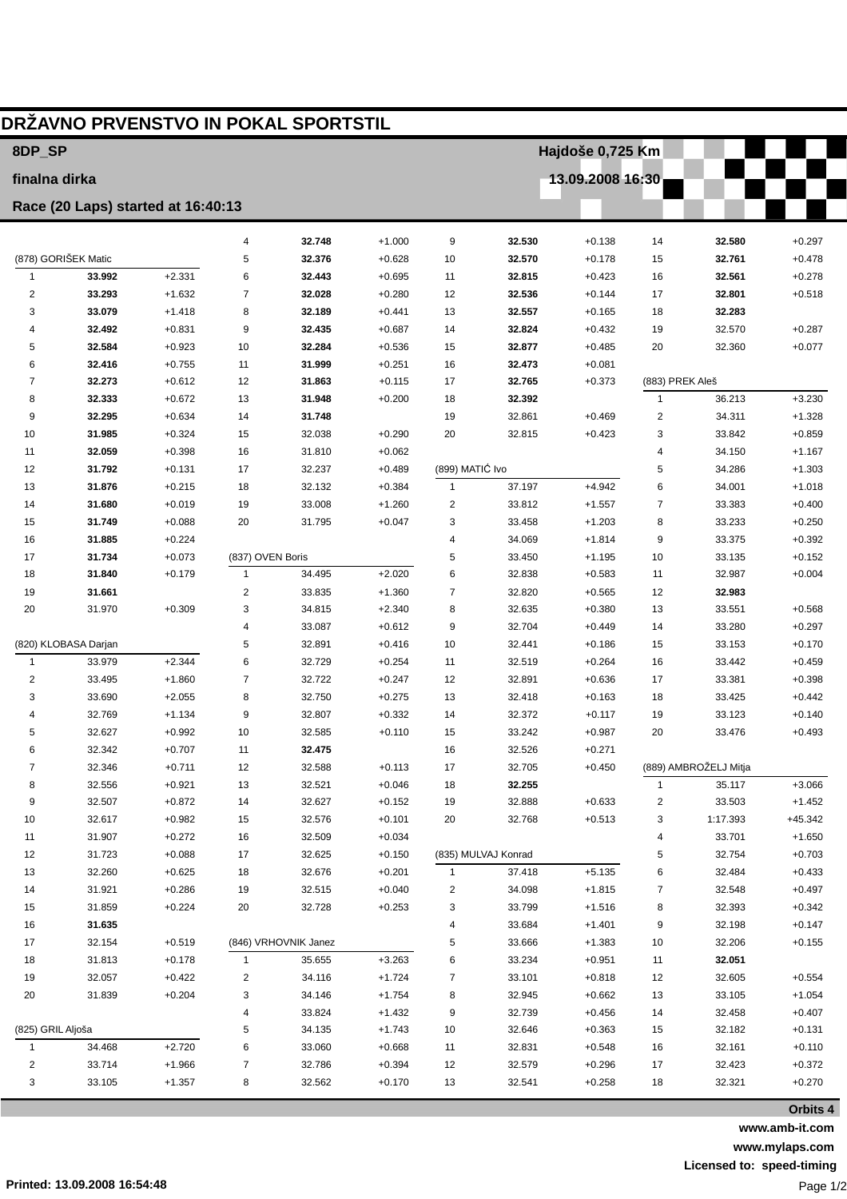# DRŽAVNO PRVENSTVO IN POKAL SPORTSTIL

**8DP_SP** — **Hajdoše 0,725 Km**

**finalna dirka** — **13.09.2008 16:30**

**Race (20 Laps) started at 16:40:13**

### (878) GORIŠEK Matic

| Lap | Time | Diff |
|---|---|---|
| 1 | **33.992** | +2.331 |
| 2 | **33.293** | +1.632 |
| 3 | **33.079** | +1.418 |
| 4 | **32.492** | +0.831 |
| 5 | **32.584** | +0.923 |
| 6 | **32.416** | +0.755 |
| 7 | **32.273** | +0.612 |
| 8 | **32.333** | +0.672 |
| 9 | **32.295** | +0.634 |
| 10 | **31.985** | +0.324 |
| 11 | **32.059** | +0.398 |
| 12 | **31.792** | +0.131 |
| 13 | **31.876** | +0.215 |
| 14 | **31.680** | +0.019 |
| 15 | **31.749** | +0.088 |
| 16 | **31.885** | +0.224 |
| 17 | **31.734** | +0.073 |
| 18 | **31.840** | +0.179 |
| 19 | **31.661** | |
| 20 | 31.970 | +0.309 |

### (820) KLOBASA Darjan

| Lap | Time | Diff |
|---|---|---|
| 1 | 33.979 | +2.344 |
| 2 | 33.495 | +1.860 |
| 3 | 33.690 | +2.055 |
| 4 | 32.769 | +1.134 |
| 5 | 32.627 | +0.992 |
| 6 | 32.342 | +0.707 |
| 7 | 32.346 | +0.711 |
| 8 | 32.556 | +0.921 |
| 9 | 32.507 | +0.872 |
| 10 | 32.617 | +0.982 |
| 11 | 31.907 | +0.272 |
| 12 | 31.723 | +0.088 |
| 13 | 32.260 | +0.625 |
| 14 | 31.921 | +0.286 |
| 15 | 31.859 | +0.224 |
| 16 | **31.635** | |
| 17 | 32.154 | +0.519 |
| 18 | 31.813 | +0.178 |
| 19 | 32.057 | +0.422 |
| 20 | 31.839 | +0.204 |

### (825) GRIL Aljoša

| Lap | Time | Diff |
|---|---|---|
| 1 | 34.468 | +2.720 |
| 2 | 33.714 | +1.966 |
| 3 | 33.105 | +1.357 |
| 4 | **32.748** | +1.000 |
| 5 | **32.376** | +0.628 |
| 6 | **32.443** | +0.695 |
| 7 | **32.028** | +0.280 |
| 8 | **32.189** | +0.441 |
| 9 | **32.435** | +0.687 |
| 10 | **32.284** | +0.536 |
| 11 | **31.999** | +0.251 |
| 12 | **31.863** | +0.115 |
| 13 | **31.948** | +0.200 |
| 14 | **31.748** | |
| 15 | 32.038 | +0.290 |
| 16 | 31.810 | +0.062 |
| 17 | 32.237 | +0.489 |
| 18 | 32.132 | +0.384 |
| 19 | 33.008 | +1.260 |
| 20 | 31.795 | +0.047 |

### (837) OVEN Boris

| Lap | Time | Diff |
|---|---|---|
| 1 | 34.495 | +2.020 |
| 2 | 33.835 | +1.360 |
| 3 | 34.815 | +2.340 |
| 4 | 33.087 | +0.612 |
| 5 | 32.891 | +0.416 |
| 6 | 32.729 | +0.254 |
| 7 | 32.722 | +0.247 |
| 8 | 32.750 | +0.275 |
| 9 | 32.807 | +0.332 |
| 10 | 32.585 | +0.110 |
| 11 | **32.475** | |
| 12 | 32.588 | +0.113 |
| 13 | 32.521 | +0.046 |
| 14 | 32.627 | +0.152 |
| 15 | 32.576 | +0.101 |
| 16 | 32.509 | +0.034 |
| 17 | 32.625 | +0.150 |
| 18 | 32.676 | +0.201 |
| 19 | 32.515 | +0.040 |
| 20 | 32.728 | +0.253 |

### (846) VRHOVNIK Janez

| Lap | Time | Diff |
|---|---|---|
| 1 | 35.655 | +3.263 |
| 2 | 34.116 | +1.724 |
| 3 | 34.146 | +1.754 |
| 4 | 33.824 | +1.432 |
| 5 | 34.135 | +1.743 |
| 6 | 33.060 | +0.668 |
| 7 | 32.786 | +0.394 |
| 8 | 32.562 | +0.170 |
| 9 | **32.530** | +0.138 |
| 10 | **32.570** | +0.178 |
| 11 | **32.815** | +0.423 |
| 12 | **32.536** | +0.144 |
| 13 | **32.557** | +0.165 |
| 14 | **32.824** | +0.432 |
| 15 | **32.877** | +0.485 |
| 16 | **32.473** | +0.081 |
| 17 | **32.765** | +0.373 |
| 18 | **32.392** | |
| 19 | 32.861 | +0.469 |
| 20 | 32.815 | +0.423 |

### (899) MATIĆ Ivo

| Lap | Time | Diff |
|---|---|---|
| 1 | 37.197 | +4.942 |
| 2 | 33.812 | +1.557 |
| 3 | 33.458 | +1.203 |
| 4 | 34.069 | +1.814 |
| 5 | 33.450 | +1.195 |
| 6 | 32.838 | +0.583 |
| 7 | 32.820 | +0.565 |
| 8 | 32.635 | +0.380 |
| 9 | 32.704 | +0.449 |
| 10 | 32.441 | +0.186 |
| 11 | 32.519 | +0.264 |
| 12 | 32.891 | +0.636 |
| 13 | 32.418 | +0.163 |
| 14 | 32.372 | +0.117 |
| 15 | 33.242 | +0.987 |
| 16 | 32.526 | +0.271 |
| 17 | 32.705 | +0.450 |
| 18 | **32.255** | |
| 19 | 32.888 | +0.633 |
| 20 | 32.768 | +0.513 |

### (835) MULVAJ Konrad

| Lap | Time | Diff |
|---|---|---|
| 1 | 37.418 | +5.135 |
| 2 | 34.098 | +1.815 |
| 3 | 33.799 | +1.516 |
| 4 | 33.684 | +1.401 |
| 5 | 33.666 | +1.383 |
| 6 | 33.234 | +0.951 |
| 7 | 33.101 | +0.818 |
| 8 | 32.945 | +0.662 |
| 9 | 32.739 | +0.456 |
| 10 | 32.646 | +0.363 |
| 11 | 32.831 | +0.548 |
| 12 | 32.579 | +0.296 |
| 13 | 32.541 | +0.258 |
| 14 | **32.580** | +0.297 |
| 15 | **32.761** | +0.478 |
| 16 | **32.561** | +0.278 |
| 17 | **32.801** | +0.518 |
| 18 | **32.283** | |
| 19 | 32.570 | +0.287 |
| 20 | 32.360 | +0.077 |

### (883) PREK Aleš

| Lap | Time | Diff |
|---|---|---|
| 1 | 36.213 | +3.230 |
| 2 | 34.311 | +1.328 |
| 3 | 33.842 | +0.859 |
| 4 | 34.150 | +1.167 |
| 5 | 34.286 | +1.303 |
| 6 | 34.001 | +1.018 |
| 7 | 33.383 | +0.400 |
| 8 | 33.233 | +0.250 |
| 9 | 33.375 | +0.392 |
| 10 | 33.135 | +0.152 |
| 11 | 32.987 | +0.004 |
| 12 | **32.983** | |
| 13 | 33.551 | +0.568 |
| 14 | 33.280 | +0.297 |
| 15 | 33.153 | +0.170 |
| 16 | 33.442 | +0.459 |
| 17 | 33.381 | +0.398 |
| 18 | 33.425 | +0.442 |
| 19 | 33.123 | +0.140 |
| 20 | 33.476 | +0.493 |

### (889) AMBROŽELJ Mitja

| Lap | Time | Diff |
|---|---|---|
| 1 | 35.117 | +3.066 |
| 2 | 33.503 | +1.452 |
| 3 | 1:17.393 | +45.342 |
| 4 | 33.701 | +1.650 |
| 5 | 32.754 | +0.703 |
| 6 | 32.484 | +0.433 |
| 7 | 32.548 | +0.497 |
| 8 | 32.393 | +0.342 |
| 9 | 32.198 | +0.147 |
| 10 | 32.206 | +0.155 |
| 11 | **32.051** | |
| 12 | 32.605 | +0.554 |
| 13 | 33.105 | +1.054 |
| 14 | 32.458 | +0.407 |
| 15 | 32.182 | +0.131 |
| 16 | 32.161 | +0.110 |
| 17 | 32.423 | +0.372 |
| 18 | 32.321 | +0.270 |

**Orbits 4**

**www.amb-it.com**
**www.mylaps.com**
**Licensed to: speed-timing**

**Printed: 13.09.2008 16:54:48**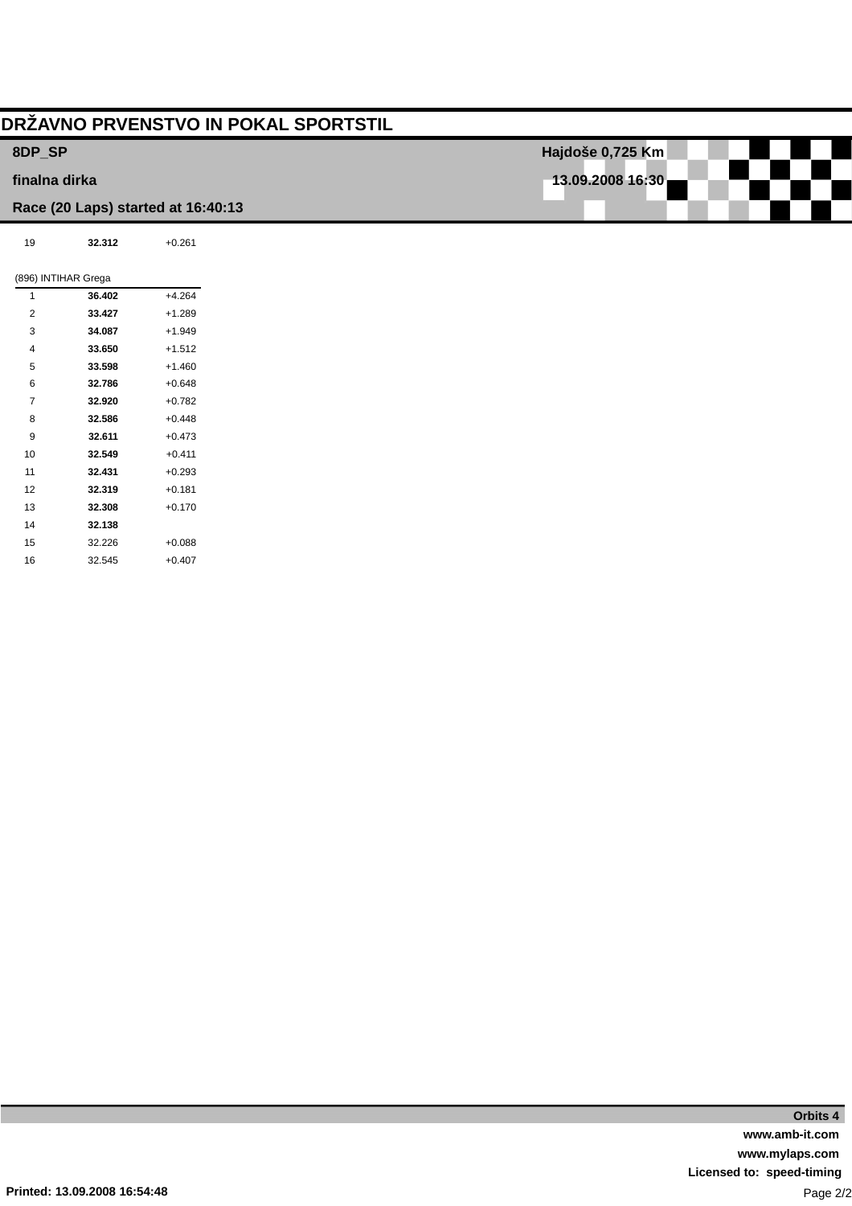# DRŽAVNO PRVENSTVO IN POKAL SPORTSTIL

**8DP_SP** — **Hajdoše 0,725 Km**

**finalna dirka** — **13.09.2008 16:30**

**Race (20 Laps) started at 16:40:13**

| | | |
|---|---|---|
| 19 | **32.312** | +0.261 |

(896) INTIHAR Grega

| | | |
|---|---|---|
| 1 | **36.402** | +4.264 |
| 2 | **33.427** | +1.289 |
| 3 | **34.087** | +1.949 |
| 4 | **33.650** | +1.512 |
| 5 | **33.598** | +1.460 |
| 6 | **32.786** | +0.648 |
| 7 | **32.920** | +0.782 |
| 8 | **32.586** | +0.448 |
| 9 | **32.611** | +0.473 |
| 10 | **32.549** | +0.411 |
| 11 | **32.431** | +0.293 |
| 12 | **32.319** | +0.181 |
| 13 | **32.308** | +0.170 |
| 14 | **32.138** | |
| 15 | 32.226 | +0.088 |
| 16 | 32.545 | +0.407 |

**Orbits 4**
**www.amb-it.com**
**www.mylaps.com**
**Licensed to: speed-timing**

**Printed: 13.09.2008 16:54:48**